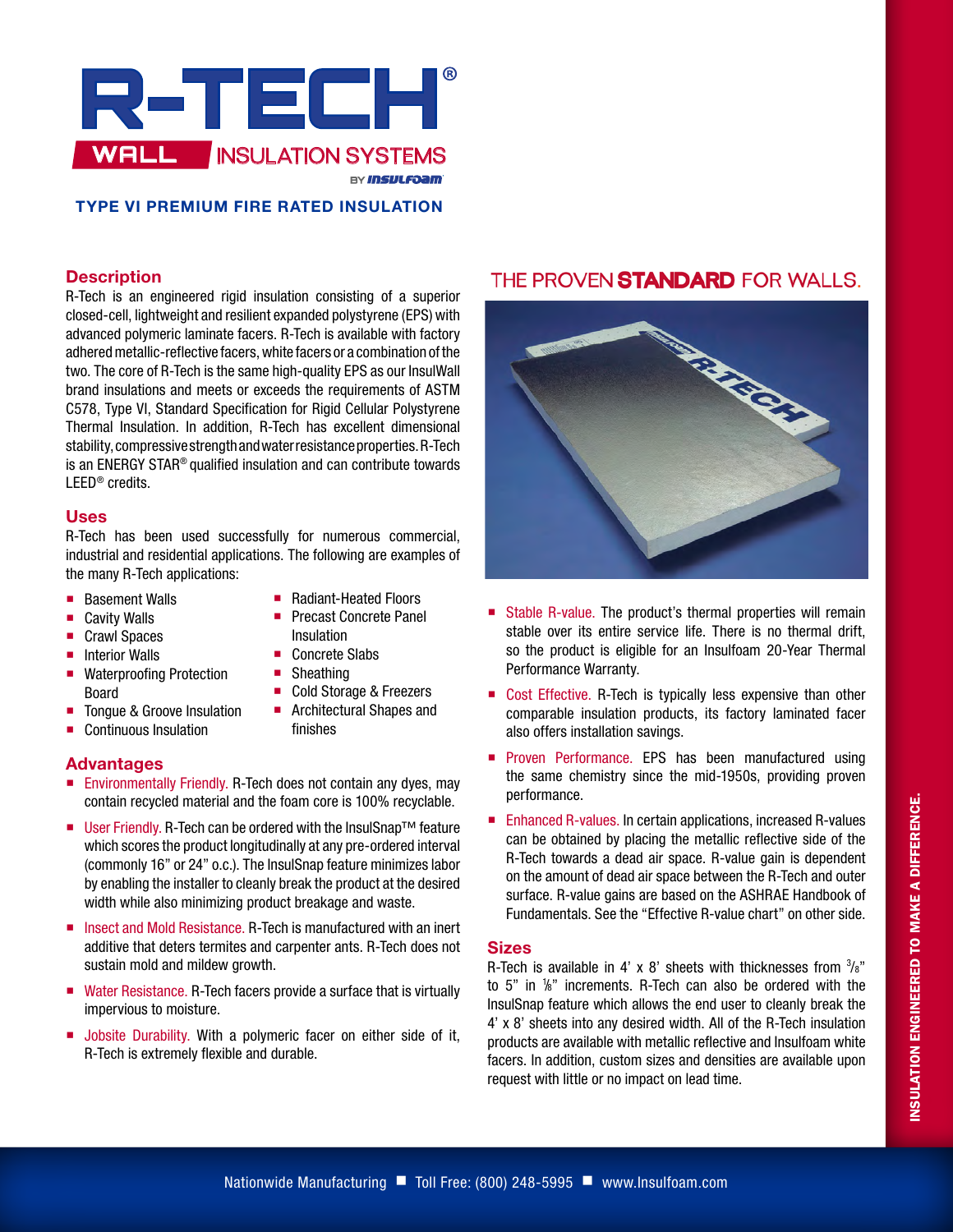# R-TECH®

## WALL INSULATION SYSTEMS

BY INSULFOAM

**TYPE VI PREMIUM FIRE RATED INSULATION**

## Description

R-Tech is an engineered rigid insulation consisting of a superior closed-cell, lightweight and resilient expanded polystyrene (EPS) with advanced polymeric laminate facers. R-Tech is available with factory adhered metallic-reflective facers, white facers or a combination of the two. The core of R-Tech is the same high-quality EPS as our InsulWall brand insulations and meets or exceeds the requirements of ASTM C578, Type VI, Standard Specification for Rigid Cellular Polystyrene Thermal Insulation. In addition, R-Tech has excellent dimensional stability, compressive strength and water resistance properties. R-Tech is an ENERGY STAR® qualified insulation and can contribute towards LEED® credits.

## Uses

R-Tech has been used successfully for numerous commercial, industrial and residential applications. The following are examples of the many R-Tech applications:

- Basement Walls
- Cavity Walls
- Crawl Spaces
- Interior Walls
- Waterproofing Protection Board
- Tongue & Groove Insulation
- Continuous Insulation
- Radiant-Heated Floors
- Precast Concrete Panel Insulation
- Concrete Slabs
- Sheathing
- Cold Storage & Freezers
- Architectural Shapes and finishes

## Advantages

- Environmentally Friendly. R-Tech does not contain any dyes, may contain recycled material and the foam core is 100% recyclable.
- User Friendly. R-Tech can be ordered with the InsulSnap™ feature which scores the product longitudinally at any pre-ordered interval (commonly 16" or 24" o.c.). The InsulSnap feature minimizes labor by enabling the installer to cleanly break the product at the desired width while also minimizing product breakage and waste.
- Insect and Mold Resistance. R-Tech is manufactured with an inert additive that deters termites and carpenter ants. R-Tech does not sustain mold and mildew growth.
- Water Resistance. R-Tech facers provide a surface that is virtually impervious to moisture.
- Jobsite Durability. With a polymeric facer on either side of it, R-Tech is extremely flexible and durable.

## THE PROVEN STANDARD FOR WALLS.

- Stable R-value. The product's thermal properties will remain stable over its entire service life. There is no thermal drift, so the product is eligible for an Insulfoam 20-Year Thermal Performance Warranty.
- Cost Effective. R-Tech is typically less expensive than other comparable insulation products, its factory laminated facer also offers installation savings.
- Proven Performance. EPS has been manufactured using the same chemistry since the mid-1950s, providing proven performance.
- Enhanced R-values. In certain applications, increased R-values can be obtained by placing the metallic reflective side of the R-Tech towards a dead air space. R-value gain is dependent on the amount of dead air space between the R-Tech and outer surface. R-value gains are based on the ASHRAE Handbook of Fundamentals. See the "Effective R-value chart" on other side.

## Sizes

R-Tech is available in 4' x 8' sheets with thicknesses from 3/8" to 5" in 1/8" increments. R-Tech can also be ordered with the InsulSnap feature which allows the end user to cleanly break the 4' x 8' sheets into any desired width. All of the R-Tech insulation products are available with metallic reflective and Insulfoam white facers. In addition, custom sizes and densities are available upon request with little or no impact on lead time.

INSULATION ENGINEERED TO MAKE A DIFFERENCE.

Nationwide Manufacturing ■ Toll Free: (800) 248-5995 ■ www.Insulfoam.com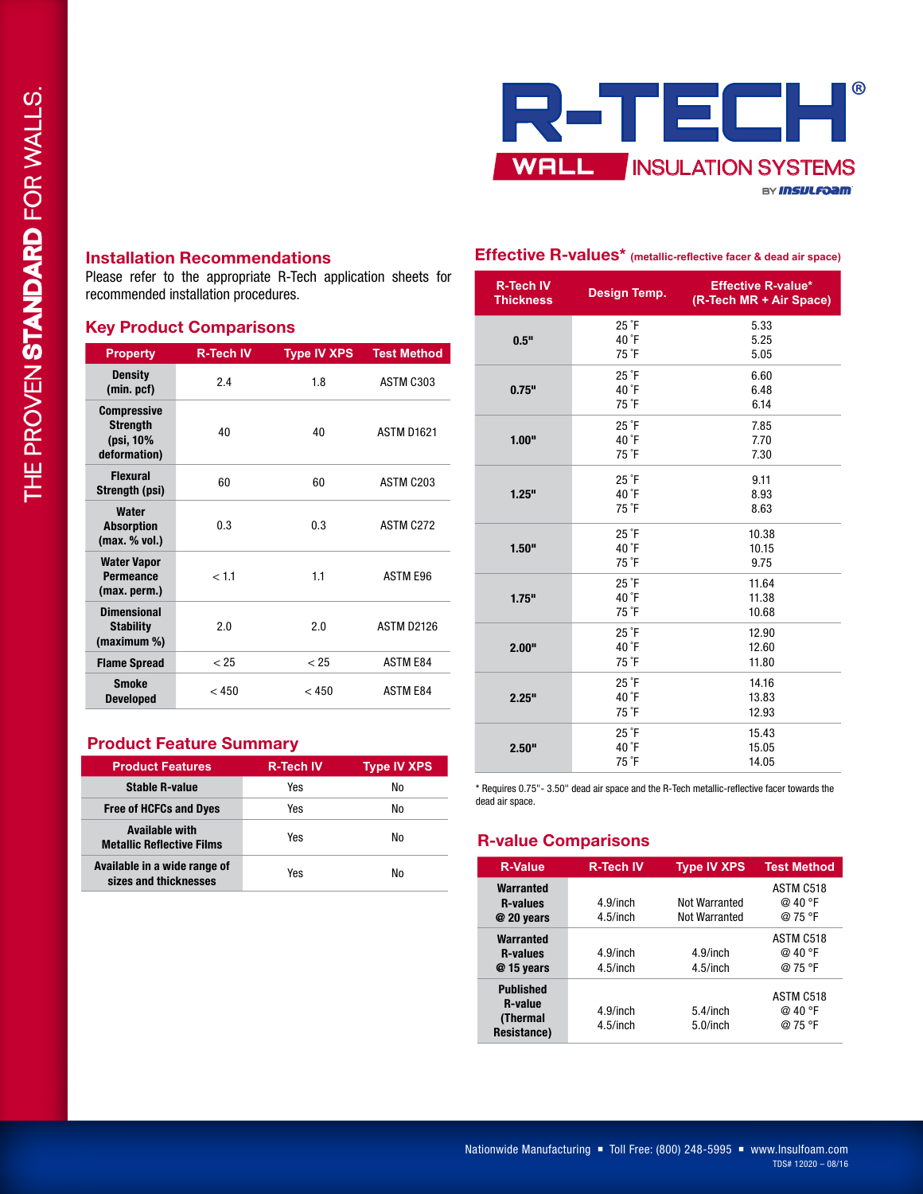THE PROVEN **STANDARD** FOR WALLS.

# R-TECH®

WALL INSULATION SYSTEMS

BY INSULFOAM

## Installation Recommendations

Please refer to the appropriate R-Tech application sheets for recommended installation procedures.

## Key Product Comparisons

| Property | R-Tech IV | Type IV XPS | Test Method |
|---|---|---|---|
| Density (min. pcf) | 2.4 | 1.8 | ASTM C303 |
| Compressive Strength (psi, 10% deformation) | 40 | 40 | ASTM D1621 |
| Flexural Strength (psi) | 60 | 60 | ASTM C203 |
| Water Absorption (max. % vol.) | 0.3 | 0.3 | ASTM C272 |
| Water Vapor Permeance (max. perm.) | < 1.1 | 1.1 | ASTM E96 |
| Dimensional Stability (maximum %) | 2.0 | 2.0 | ASTM D2126 |
| Flame Spread | < 25 | < 25 | ASTM E84 |
| Smoke Developed | < 450 | < 450 | ASTM E84 |

## Product Feature Summary

| Product Features | R-Tech IV | Type IV XPS |
|---|---|---|
| Stable R-value | Yes | No |
| Free of HCFCs and Dyes | Yes | No |
| Available with Metallic Reflective Films | Yes | No |
| Available in a wide range of sizes and thicknesses | Yes | No |

## Effective R-values* (metallic-reflective facer & dead air space)

| R-Tech IV Thickness | Design Temp. | Effective R-value* (R-Tech MR + Air Space) |
|---|---|---|
| 0.5" | 25 °F | 5.33 |
| | 40 °F | 5.25 |
| | 75 °F | 5.05 |
| 0.75" | 25 °F | 6.60 |
| | 40 °F | 6.48 |
| | 75 °F | 6.14 |
| 1.00" | 25 °F | 7.85 |
| | 40 °F | 7.70 |
| | 75 °F | 7.30 |
| 1.25" | 25 °F | 9.11 |
| | 40 °F | 8.93 |
| | 75 °F | 8.63 |
| 1.50" | 25 °F | 10.38 |
| | 40 °F | 10.15 |
| | 75 °F | 9.75 |
| 1.75" | 25 °F | 11.64 |
| | 40 °F | 11.38 |
| | 75 °F | 10.68 |
| 2.00" | 25 °F | 12.90 |
| | 40 °F | 12.60 |
| | 75 °F | 11.80 |
| 2.25" | 25 °F | 14.16 |
| | 40 °F | 13.83 |
| | 75 °F | 12.93 |
| 2.50" | 25 °F | 15.43 |
| | 40 °F | 15.05 |
| | 75 °F | 14.05 |

\* Requires 0.75"- 3.50" dead air space and the R-Tech metallic-reflective facer towards the dead air space.

## R-value Comparisons

| R-Value | R-Tech IV | Type IV XPS | Test Method |
|---|---|---|---|
| Warranted R-values @ 20 years | 4.9/inch<br>4.5/inch | Not Warranted<br>Not Warranted | ASTM C518<br>@ 40 °F<br>@ 75 °F |
| Warranted R-values @ 15 years | 4.9/inch<br>4.5/inch | 4.9/inch<br>4.5/inch | ASTM C518<br>@ 40 °F<br>@ 75 °F |
| Published R-value (Thermal Resistance) | 4.9/inch<br>4.5/inch | 5.4/inch<br>5.0/inch | ASTM C518<br>@ 40 °F<br>@ 75 °F |

Nationwide Manufacturing ▪ Toll Free: (800) 248-5995 ▪ www.Insulfoam.com

TDS# 12020 – 08/16